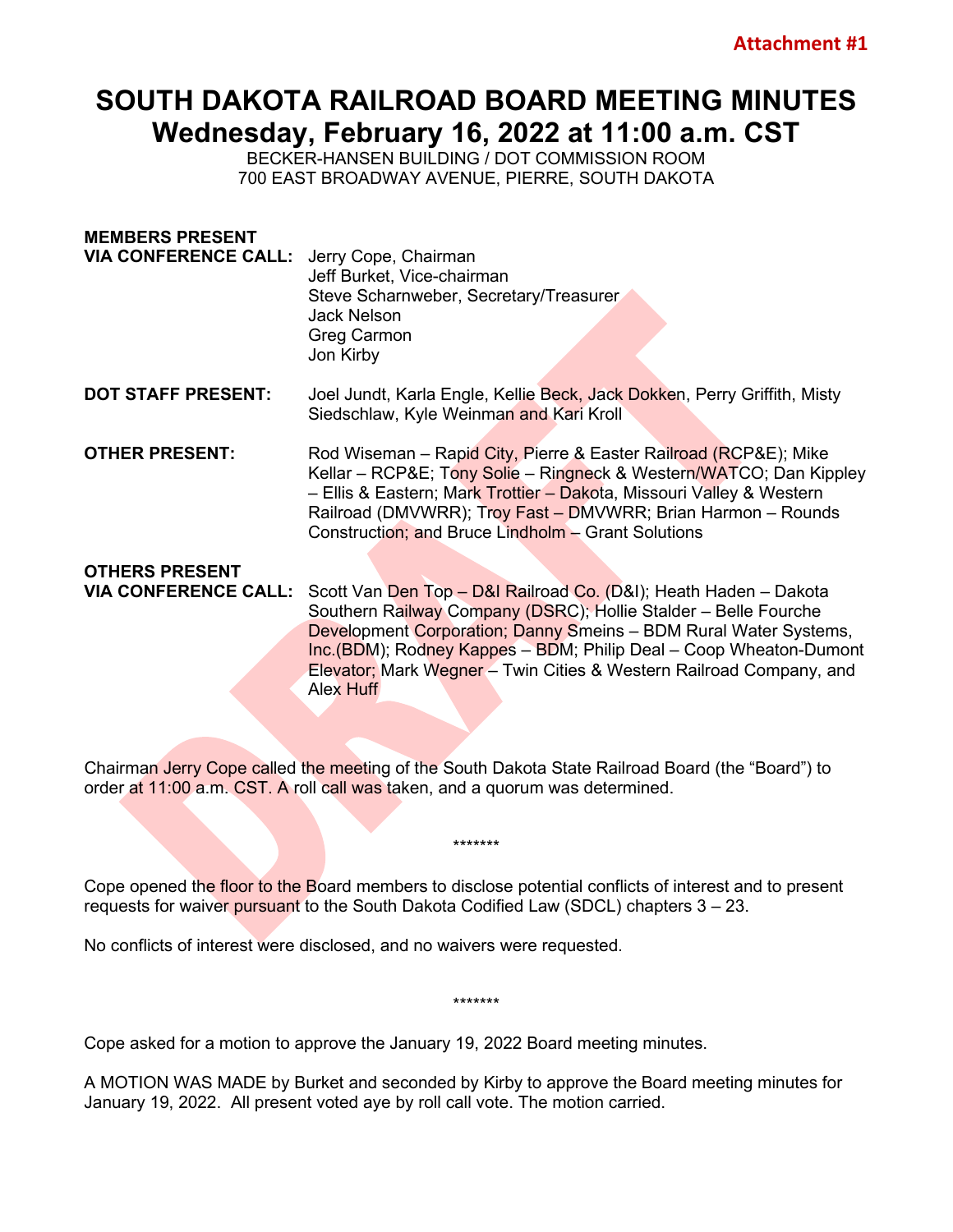Attachment #1

# SOUTH DAKOTA RAILROAD BOARD MEETING MINUTES
# Wednesday, February 16, 2022 at 11:00 a.m. CST

BECKER-HANSEN BUILDING / DOT COMMISSION ROOM
700 EAST BROADWAY AVENUE, PIERRE, SOUTH DAKOTA

**MEMBERS PRESENT VIA CONFERENCE CALL:** Jerry Cope, Chairman
Jeff Burket, Vice-chairman
Steve Scharnweber, Secretary/Treasurer
Jack Nelson
Greg Carmon
Jon Kirby

**DOT STAFF PRESENT:** Joel Jundt, Karla Engle, Kellie Beck, Jack Dokken, Perry Griffith, Misty Siedschlaw, Kyle Weinman and Kari Kroll

**OTHER PRESENT:** Rod Wiseman – Rapid City, Pierre & Easter Railroad (RCP&E); Mike Kellar – RCP&E; Tony Solie – Ringneck & Western/WATCO; Dan Kippley – Ellis & Eastern; Mark Trottier – Dakota, Missouri Valley & Western Railroad (DMVWRR); Troy Fast – DMVWRR; Brian Harmon – Rounds Construction; and Bruce Lindholm – Grant Solutions

**OTHERS PRESENT VIA CONFERENCE CALL:** Scott Van Den Top – D&I Railroad Co. (D&I); Heath Haden – Dakota Southern Railway Company (DSRC); Hollie Stalder – Belle Fourche Development Corporation; Danny Smeins – BDM Rural Water Systems, Inc.(BDM); Rodney Kappes – BDM; Philip Deal – Coop Wheaton-Dumont Elevator; Mark Wegner – Twin Cities & Western Railroad Company, and Alex Huff

Chairman Jerry Cope called the meeting of the South Dakota State Railroad Board (the "Board") to order at 11:00 a.m. CST. A roll call was taken, and a quorum was determined.

*******

Cope opened the floor to the Board members to disclose potential conflicts of interest and to present requests for waiver pursuant to the South Dakota Codified Law (SDCL) chapters 3 – 23.

No conflicts of interest were disclosed, and no waivers were requested.

*******

Cope asked for a motion to approve the January 19, 2022 Board meeting minutes.

A MOTION WAS MADE by Burket and seconded by Kirby to approve the Board meeting minutes for January 19, 2022. All present voted aye by roll call vote. The motion carried.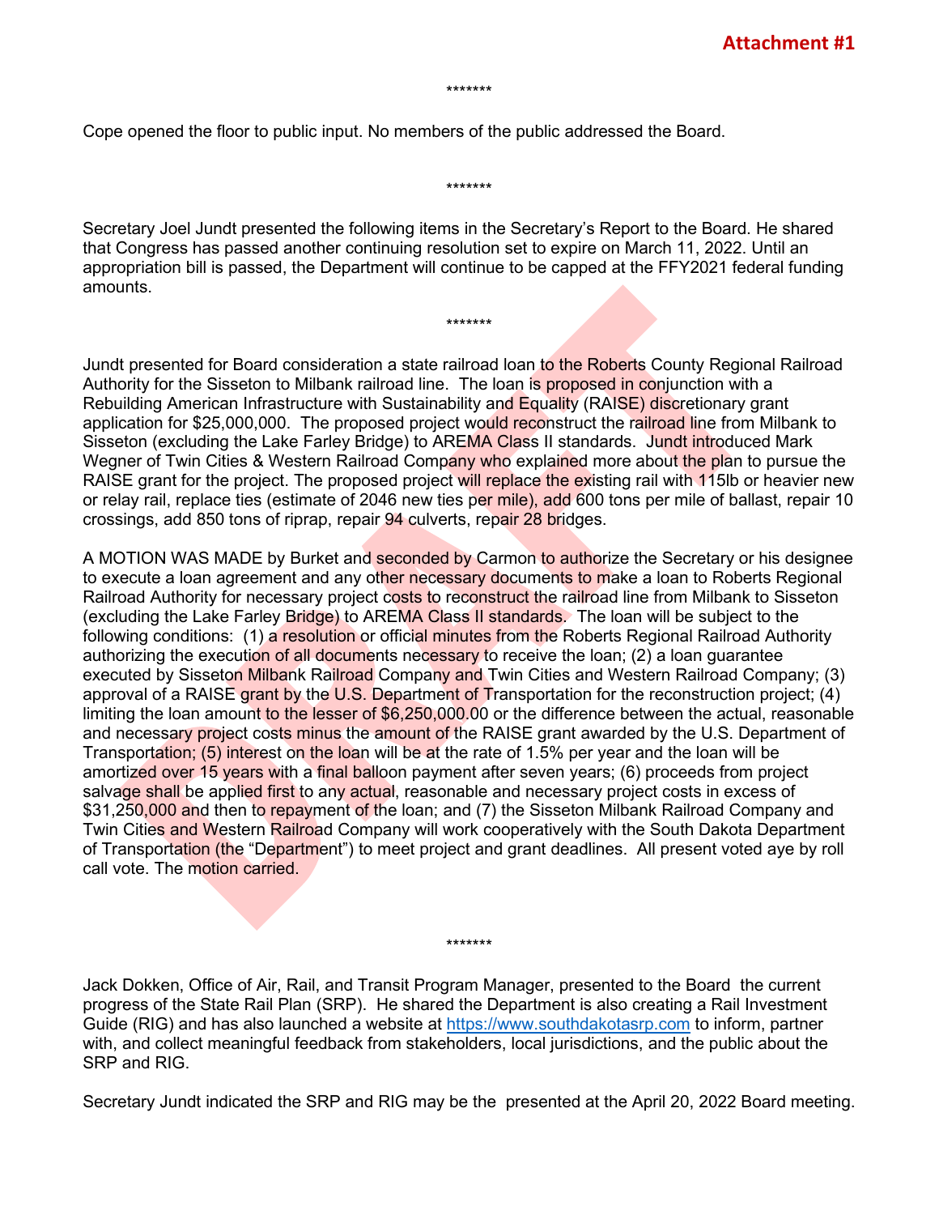**Attachment #1**

*******

Cope opened the floor to public input. No members of the public addressed the Board.

*******

Secretary Joel Jundt presented the following items in the Secretary's Report to the Board. He shared that Congress has passed another continuing resolution set to expire on March 11, 2022. Until an appropriation bill is passed, the Department will continue to be capped at the FFY2021 federal funding amounts.

*******

Jundt presented for Board consideration a state railroad loan to the Roberts County Regional Railroad Authority for the Sisseton to Milbank railroad line. The loan is proposed in conjunction with a Rebuilding American Infrastructure with Sustainability and Equality (RAISE) discretionary grant application for $25,000,000. The proposed project would reconstruct the railroad line from Milbank to Sisseton (excluding the Lake Farley Bridge) to AREMA Class II standards. Jundt introduced Mark Wegner of Twin Cities & Western Railroad Company who explained more about the plan to pursue the RAISE grant for the project. The proposed project will replace the existing rail with 115lb or heavier new or relay rail, replace ties (estimate of 2046 new ties per mile), add 600 tons per mile of ballast, repair 10 crossings, add 850 tons of riprap, repair 94 culverts, repair 28 bridges.

A MOTION WAS MADE by Burket and seconded by Carmon to authorize the Secretary or his designee to execute a loan agreement and any other necessary documents to make a loan to Roberts Regional Railroad Authority for necessary project costs to reconstruct the railroad line from Milbank to Sisseton (excluding the Lake Farley Bridge) to AREMA Class II standards. The loan will be subject to the following conditions: (1) a resolution or official minutes from the Roberts Regional Railroad Authority authorizing the execution of all documents necessary to receive the loan; (2) a loan guarantee executed by Sisseton Milbank Railroad Company and Twin Cities and Western Railroad Company; (3) approval of a RAISE grant by the U.S. Department of Transportation for the reconstruction project; (4) limiting the loan amount to the lesser of $6,250,000.00 or the difference between the actual, reasonable and necessary project costs minus the amount of the RAISE grant awarded by the U.S. Department of Transportation; (5) interest on the loan will be at the rate of 1.5% per year and the loan will be amortized over 15 years with a final balloon payment after seven years; (6) proceeds from project salvage shall be applied first to any actual, reasonable and necessary project costs in excess of $31,250,000 and then to repayment of the loan; and (7) the Sisseton Milbank Railroad Company and Twin Cities and Western Railroad Company will work cooperatively with the South Dakota Department of Transportation (the "Department") to meet project and grant deadlines. All present voted aye by roll call vote. The motion carried.

*******

Jack Dokken, Office of Air, Rail, and Transit Program Manager, presented to the Board the current progress of the State Rail Plan (SRP). He shared the Department is also creating a Rail Investment Guide (RIG) and has also launched a website at https://www.southdakotasrp.com to inform, partner with, and collect meaningful feedback from stakeholders, local jurisdictions, and the public about the SRP and RIG.

Secretary Jundt indicated the SRP and RIG may be the presented at the April 20, 2022 Board meeting.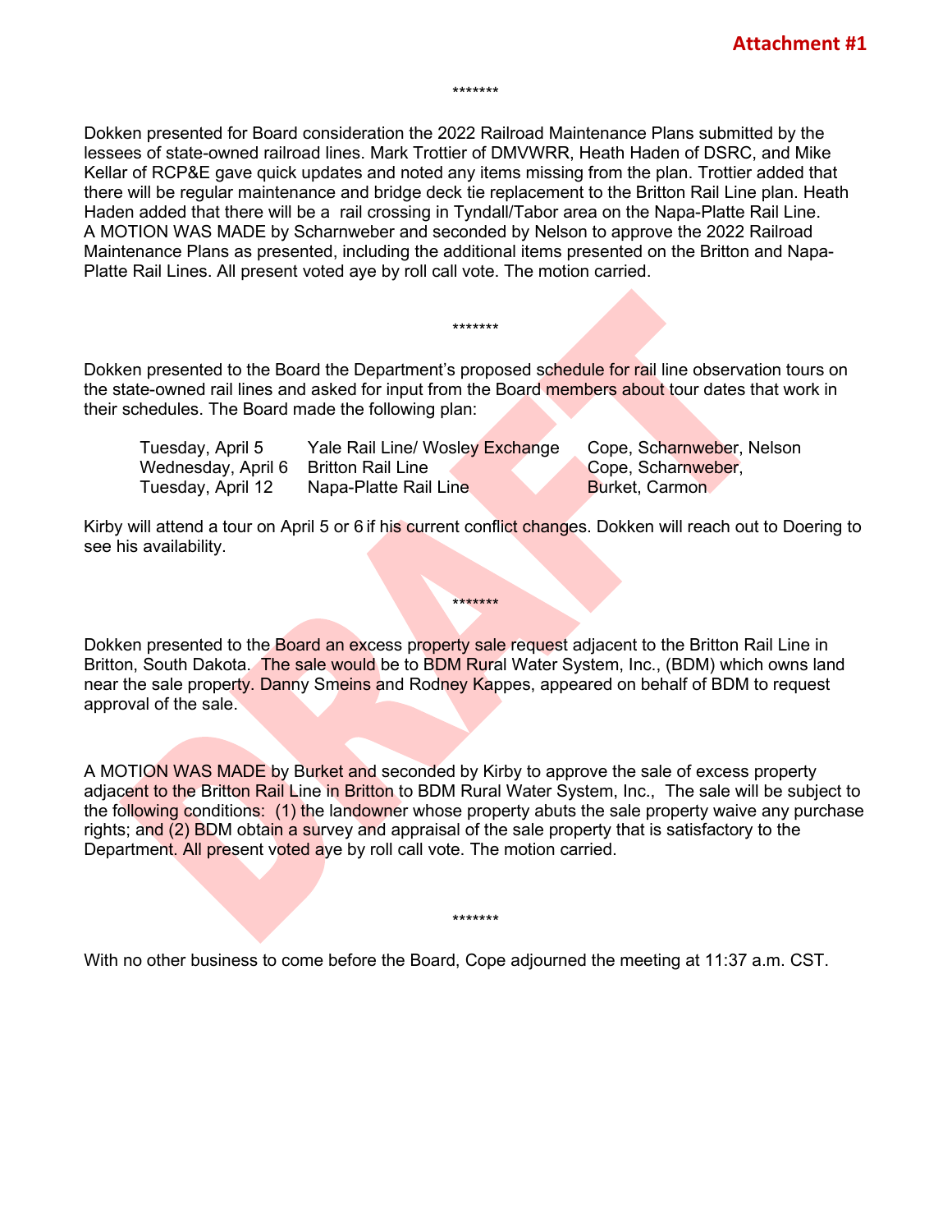**Attachment #1**

*******

Dokken presented for Board consideration the 2022 Railroad Maintenance Plans submitted by the lessees of state-owned railroad lines. Mark Trottier of DMVWRR, Heath Haden of DSRC, and Mike Kellar of RCP&E gave quick updates and noted any items missing from the plan. Trottier added that there will be regular maintenance and bridge deck tie replacement to the Britton Rail Line plan. Heath Haden added that there will be a rail crossing in Tyndall/Tabor area on the Napa-Platte Rail Line. A MOTION WAS MADE by Scharnweber and seconded by Nelson to approve the 2022 Railroad Maintenance Plans as presented, including the additional items presented on the Britton and Napa-Platte Rail Lines. All present voted aye by roll call vote. The motion carried.

*******

Dokken presented to the Board the Department's proposed schedule for rail line observation tours on the state-owned rail lines and asked for input from the Board members about tour dates that work in their schedules. The Board made the following plan:

| | | |
|---|---|---|
| Tuesday, April 5 | Yale Rail Line/ Wosley Exchange | Cope, Scharnweber, Nelson |
| Wednesday, April 6 | Britton Rail Line | Cope, Scharnweber, |
| Tuesday, April 12 | Napa-Platte Rail Line | Burket, Carmon |

Kirby will attend a tour on April 5 or 6 if his current conflict changes. Dokken will reach out to Doering to see his availability.

*******

Dokken presented to the Board an excess property sale request adjacent to the Britton Rail Line in Britton, South Dakota. The sale would be to BDM Rural Water System, Inc., (BDM) which owns land near the sale property. Danny Smeins and Rodney Kappes, appeared on behalf of BDM to request approval of the sale.

A MOTION WAS MADE by Burket and seconded by Kirby to approve the sale of excess property adjacent to the Britton Rail Line in Britton to BDM Rural Water System, Inc., The sale will be subject to the following conditions: (1) the landowner whose property abuts the sale property waive any purchase rights; and (2) BDM obtain a survey and appraisal of the sale property that is satisfactory to the Department. All present voted aye by roll call vote. The motion carried.

*******

With no other business to come before the Board, Cope adjourned the meeting at 11:37 a.m. CST.